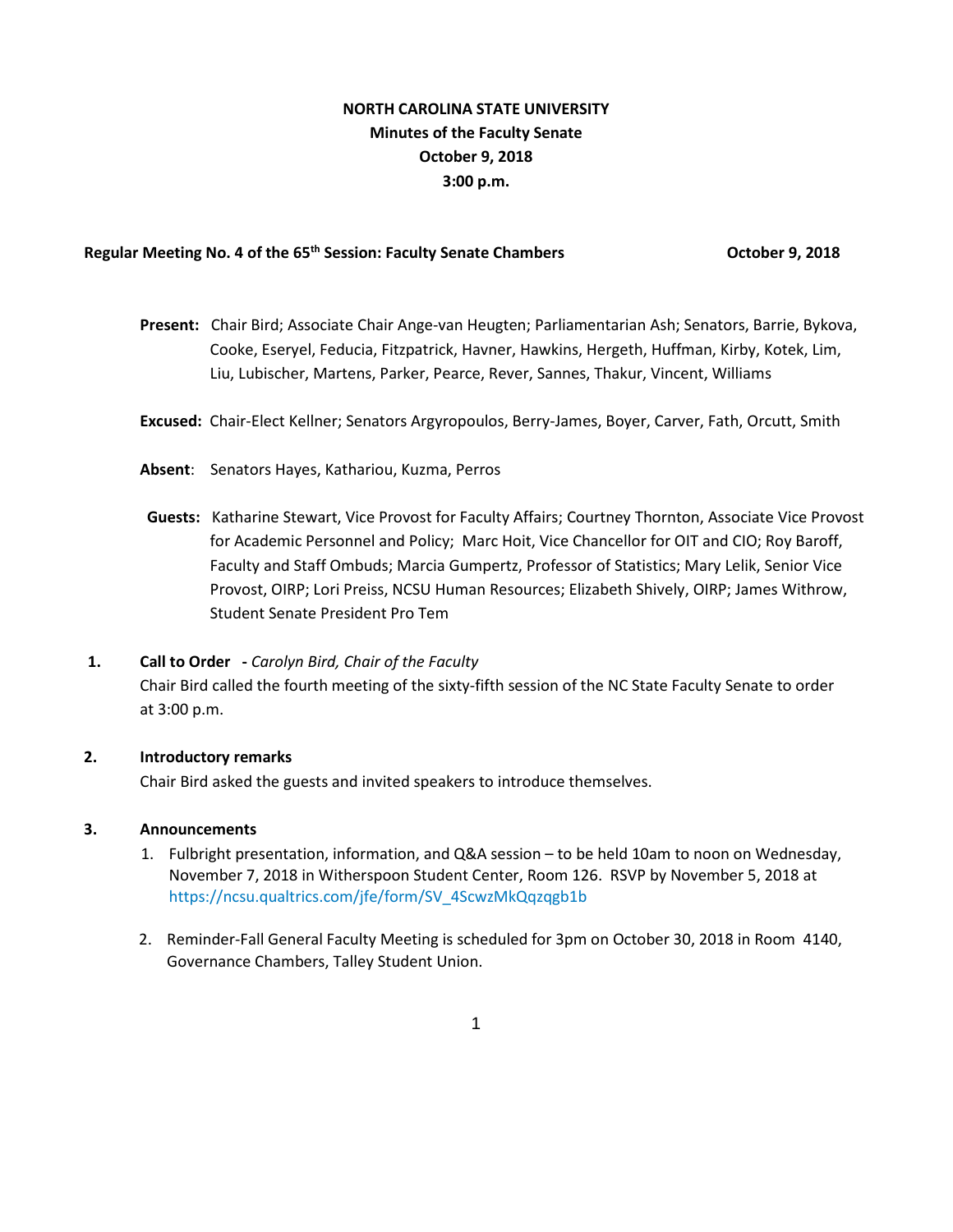# NORTH CAROLINA STATE UNIVERSITY
## Minutes of the Faculty Senate
## October 9, 2018
## 3:00 p.m.

**Regular Meeting No. 4 of the 65th Session: Faculty Senate Chambers** **October 9, 2018**

**Present:** Chair Bird; Associate Chair Ange-van Heugten; Parliamentarian Ash; Senators, Barrie, Bykova, Cooke, Eseryel, Feducia, Fitzpatrick, Havner, Hawkins, Hergeth, Huffman, Kirby, Kotek, Lim, Liu, Lubischer, Martens, Parker, Pearce, Rever, Sannes, Thakur, Vincent, Williams

**Excused:** Chair-Elect Kellner; Senators Argyropoulos, Berry-James, Boyer, Carver, Fath, Orcutt, Smith

**Absent**: Senators Hayes, Kathariou, Kuzma, Perros

**Guests:** Katharine Stewart, Vice Provost for Faculty Affairs; Courtney Thornton, Associate Vice Provost for Academic Personnel and Policy; Marc Hoit, Vice Chancellor for OIT and CIO; Roy Baroff, Faculty and Staff Ombuds; Marcia Gumpertz, Professor of Statistics; Mary Lelik, Senior Vice Provost, OIRP; Lori Preiss, NCSU Human Resources; Elizabeth Shively, OIRP; James Withrow, Student Senate President Pro Tem

**1. Call to Order - *Carolyn Bird, Chair of the Faculty***

Chair Bird called the fourth meeting of the sixty-fifth session of the NC State Faculty Senate to order at 3:00 p.m.

**2. Introductory remarks**

Chair Bird asked the guests and invited speakers to introduce themselves.

**3. Announcements**

1. Fulbright presentation, information, and Q&A session – to be held 10am to noon on Wednesday, November 7, 2018 in Witherspoon Student Center, Room 126. RSVP by November 5, 2018 at https://ncsu.qualtrics.com/jfe/form/SV_4ScwzMkQqzqgb1b

2. Reminder-Fall General Faculty Meeting is scheduled for 3pm on October 30, 2018 in Room 4140, Governance Chambers, Talley Student Union.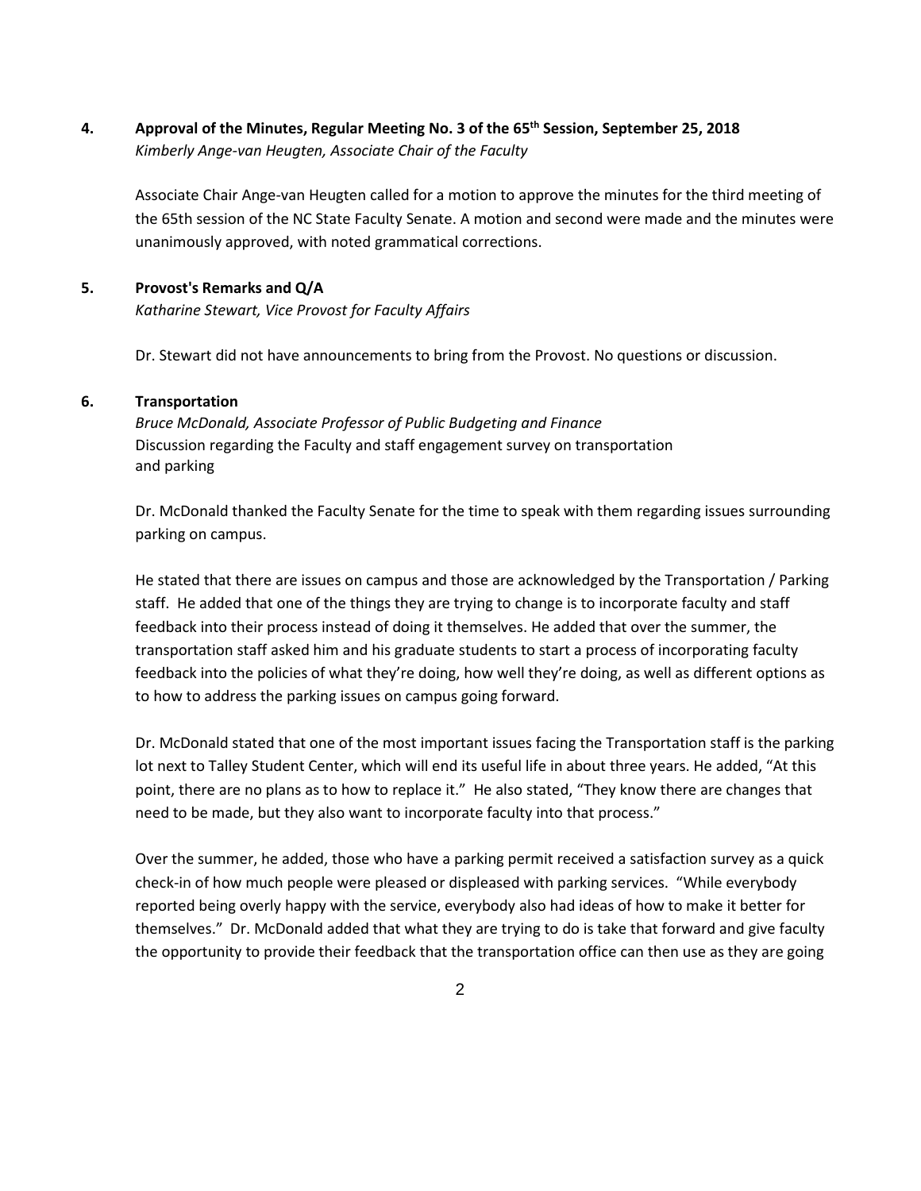**4. Approval of the Minutes, Regular Meeting No. 3 of the 65th Session, September 25, 2018**
*Kimberly Ange-van Heugten, Associate Chair of the Faculty*

Associate Chair Ange-van Heugten called for a motion to approve the minutes for the third meeting of the 65th session of the NC State Faculty Senate. A motion and second were made and the minutes were unanimously approved, with noted grammatical corrections.

**5. Provost's Remarks and Q/A**
*Katharine Stewart, Vice Provost for Faculty Affairs*

Dr. Stewart did not have announcements to bring from the Provost. No questions or discussion.

**6. Transportation**
*Bruce McDonald, Associate Professor of Public Budgeting and Finance*
Discussion regarding the Faculty and staff engagement survey on transportation and parking

Dr. McDonald thanked the Faculty Senate for the time to speak with them regarding issues surrounding parking on campus.

He stated that there are issues on campus and those are acknowledged by the Transportation / Parking staff. He added that one of the things they are trying to change is to incorporate faculty and staff feedback into their process instead of doing it themselves. He added that over the summer, the transportation staff asked him and his graduate students to start a process of incorporating faculty feedback into the policies of what they're doing, how well they're doing, as well as different options as to how to address the parking issues on campus going forward.

Dr. McDonald stated that one of the most important issues facing the Transportation staff is the parking lot next to Talley Student Center, which will end its useful life in about three years. He added, "At this point, there are no plans as to how to replace it." He also stated, "They know there are changes that need to be made, but they also want to incorporate faculty into that process."

Over the summer, he added, those who have a parking permit received a satisfaction survey as a quick check-in of how much people were pleased or displeased with parking services. "While everybody reported being overly happy with the service, everybody also had ideas of how to make it better for themselves." Dr. McDonald added that what they are trying to do is take that forward and give faculty the opportunity to provide their feedback that the transportation office can then use as they are going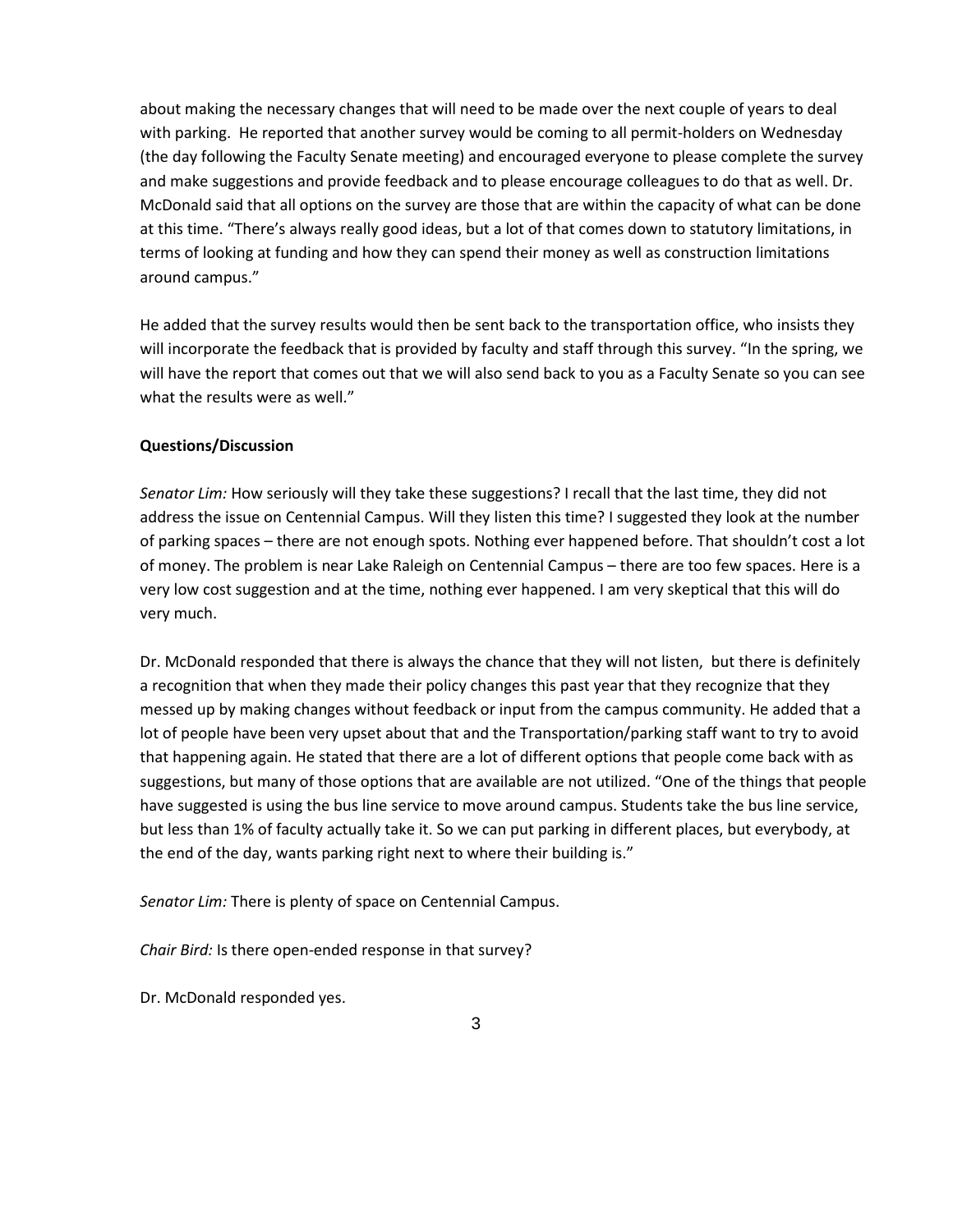about making the necessary changes that will need to be made over the next couple of years to deal with parking. He reported that another survey would be coming to all permit-holders on Wednesday (the day following the Faculty Senate meeting) and encouraged everyone to please complete the survey and make suggestions and provide feedback and to please encourage colleagues to do that as well. Dr. McDonald said that all options on the survey are those that are within the capacity of what can be done at this time. "There's always really good ideas, but a lot of that comes down to statutory limitations, in terms of looking at funding and how they can spend their money as well as construction limitations around campus."

He added that the survey results would then be sent back to the transportation office, who insists they will incorporate the feedback that is provided by faculty and staff through this survey. "In the spring, we will have the report that comes out that we will also send back to you as a Faculty Senate so you can see what the results were as well."

**Questions/Discussion**

*Senator Lim:* How seriously will they take these suggestions? I recall that the last time, they did not address the issue on Centennial Campus. Will they listen this time? I suggested they look at the number of parking spaces – there are not enough spots. Nothing ever happened before. That shouldn't cost a lot of money. The problem is near Lake Raleigh on Centennial Campus – there are too few spaces. Here is a very low cost suggestion and at the time, nothing ever happened. I am very skeptical that this will do very much.

Dr. McDonald responded that there is always the chance that they will not listen, but there is definitely a recognition that when they made their policy changes this past year that they recognize that they messed up by making changes without feedback or input from the campus community. He added that a lot of people have been very upset about that and the Transportation/parking staff want to try to avoid that happening again. He stated that there are a lot of different options that people come back with as suggestions, but many of those options that are available are not utilized. "One of the things that people have suggested is using the bus line service to move around campus. Students take the bus line service, but less than 1% of faculty actually take it. So we can put parking in different places, but everybody, at the end of the day, wants parking right next to where their building is."

*Senator Lim:* There is plenty of space on Centennial Campus.

*Chair Bird:* Is there open-ended response in that survey?

Dr. McDonald responded yes.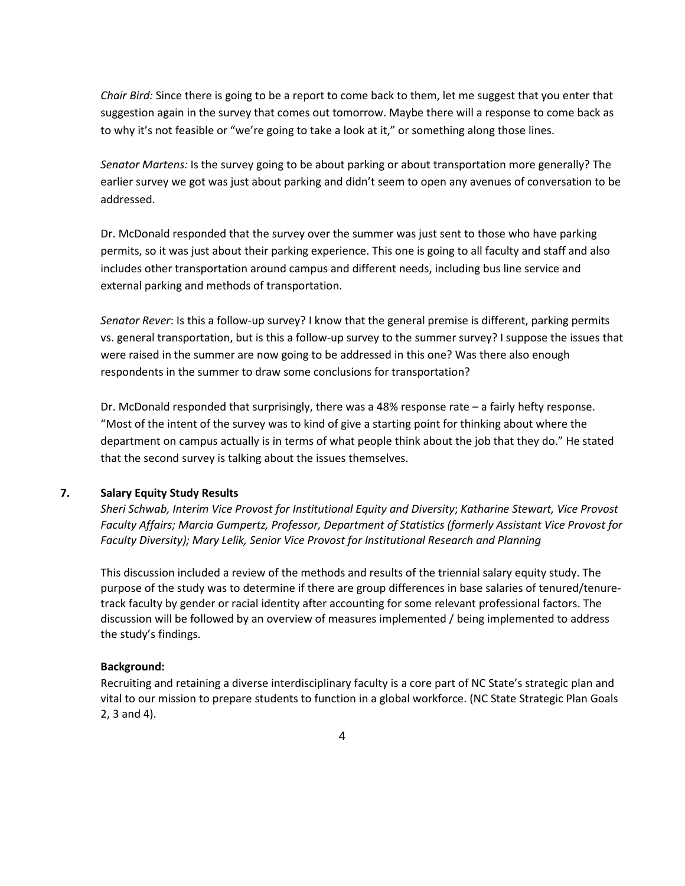*Chair Bird:* Since there is going to be a report to come back to them, let me suggest that you enter that suggestion again in the survey that comes out tomorrow. Maybe there will a response to come back as to why it's not feasible or "we're going to take a look at it," or something along those lines.

*Senator Martens:* Is the survey going to be about parking or about transportation more generally? The earlier survey we got was just about parking and didn't seem to open any avenues of conversation to be addressed.

Dr. McDonald responded that the survey over the summer was just sent to those who have parking permits, so it was just about their parking experience. This one is going to all faculty and staff and also includes other transportation around campus and different needs, including bus line service and external parking and methods of transportation.

*Senator Rever*: Is this a follow-up survey? I know that the general premise is different, parking permits vs. general transportation, but is this a follow-up survey to the summer survey? I suppose the issues that were raised in the summer are now going to be addressed in this one? Was there also enough respondents in the summer to draw some conclusions for transportation?

Dr. McDonald responded that surprisingly, there was a 48% response rate – a fairly hefty response. "Most of the intent of the survey was to kind of give a starting point for thinking about where the department on campus actually is in terms of what people think about the job that they do." He stated that the second survey is talking about the issues themselves.

## 7. Salary Equity Study Results

*Sheri Schwab, Interim Vice Provost for Institutional Equity and Diversity*; *Katharine Stewart, Vice Provost Faculty Affairs; Marcia Gumpertz, Professor, Department of Statistics (formerly Assistant Vice Provost for Faculty Diversity); Mary Lelik, Senior Vice Provost for Institutional Research and Planning*

This discussion included a review of the methods and results of the triennial salary equity study. The purpose of the study was to determine if there are group differences in base salaries of tenured/tenure-track faculty by gender or racial identity after accounting for some relevant professional factors. The discussion will be followed by an overview of measures implemented / being implemented to address the study's findings.

**Background:**

Recruiting and retaining a diverse interdisciplinary faculty is a core part of NC State's strategic plan and vital to our mission to prepare students to function in a global workforce. (NC State Strategic Plan Goals 2, 3 and 4).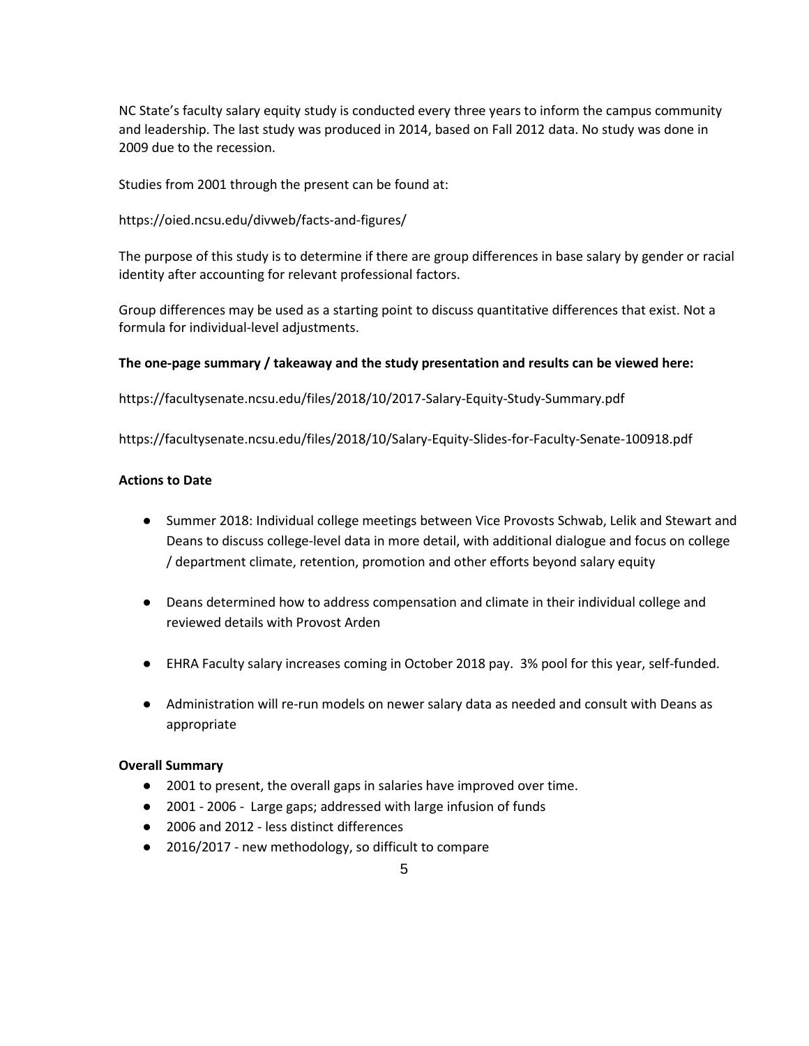NC State's faculty salary equity study is conducted every three years to inform the campus community and leadership. The last study was produced in 2014, based on Fall 2012 data. No study was done in 2009 due to the recession.

Studies from 2001 through the present can be found at:

https://oied.ncsu.edu/divweb/facts-and-figures/

The purpose of this study is to determine if there are group differences in base salary by gender or racial identity after accounting for relevant professional factors.

Group differences may be used as a starting point to discuss quantitative differences that exist. Not a formula for individual-level adjustments.

**The one-page summary / takeaway and the study presentation and results can be viewed here:**

https://facultysenate.ncsu.edu/files/2018/10/2017-Salary-Equity-Study-Summary.pdf

https://facultysenate.ncsu.edu/files/2018/10/Salary-Equity-Slides-for-Faculty-Senate-100918.pdf

**Actions to Date**

- Summer 2018: Individual college meetings between Vice Provosts Schwab, Lelik and Stewart and Deans to discuss college-level data in more detail, with additional dialogue and focus on college / department climate, retention, promotion and other efforts beyond salary equity

- Deans determined how to address compensation and climate in their individual college and reviewed details with Provost Arden

- EHRA Faculty salary increases coming in October 2018 pay. 3% pool for this year, self-funded.

- Administration will re-run models on newer salary data as needed and consult with Deans as appropriate

**Overall Summary**

- 2001 to present, the overall gaps in salaries have improved over time.
- 2001 - 2006 - Large gaps; addressed with large infusion of funds
- 2006 and 2012 - less distinct differences
- 2016/2017 - new methodology, so difficult to compare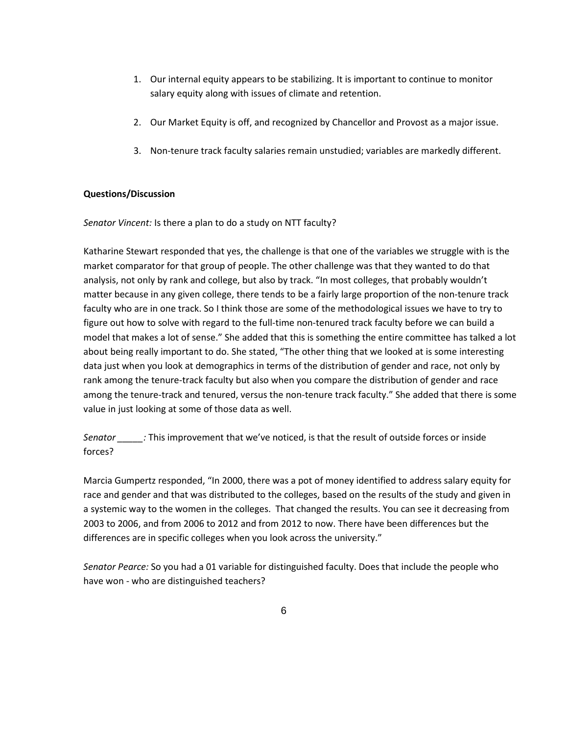1. Our internal equity appears to be stabilizing. It is important to continue to monitor salary equity along with issues of climate and retention.

2. Our Market Equity is off, and recognized by Chancellor and Provost as a major issue.

3. Non-tenure track faculty salaries remain unstudied; variables are markedly different.

**Questions/Discussion**

*Senator Vincent:* Is there a plan to do a study on NTT faculty?

Katharine Stewart responded that yes, the challenge is that one of the variables we struggle with is the market comparator for that group of people. The other challenge was that they wanted to do that analysis, not only by rank and college, but also by track. "In most colleges, that probably wouldn't matter because in any given college, there tends to be a fairly large proportion of the non-tenure track faculty who are in one track. So I think those are some of the methodological issues we have to try to figure out how to solve with regard to the full-time non-tenured track faculty before we can build a model that makes a lot of sense." She added that this is something the entire committee has talked a lot about being really important to do. She stated, "The other thing that we looked at is some interesting data just when you look at demographics in terms of the distribution of gender and race, not only by rank among the tenure-track faculty but also when you compare the distribution of gender and race among the tenure-track and tenured, versus the non-tenure track faculty." She added that there is some value in just looking at some of those data as well.

*Senator _____:* This improvement that we've noticed, is that the result of outside forces or inside forces?

Marcia Gumpertz responded, "In 2000, there was a pot of money identified to address salary equity for race and gender and that was distributed to the colleges, based on the results of the study and given in a systemic way to the women in the colleges. That changed the results. You can see it decreasing from 2003 to 2006, and from 2006 to 2012 and from 2012 to now. There have been differences but the differences are in specific colleges when you look across the university."

*Senator Pearce:* So you had a 01 variable for distinguished faculty. Does that include the people who have won - who are distinguished teachers?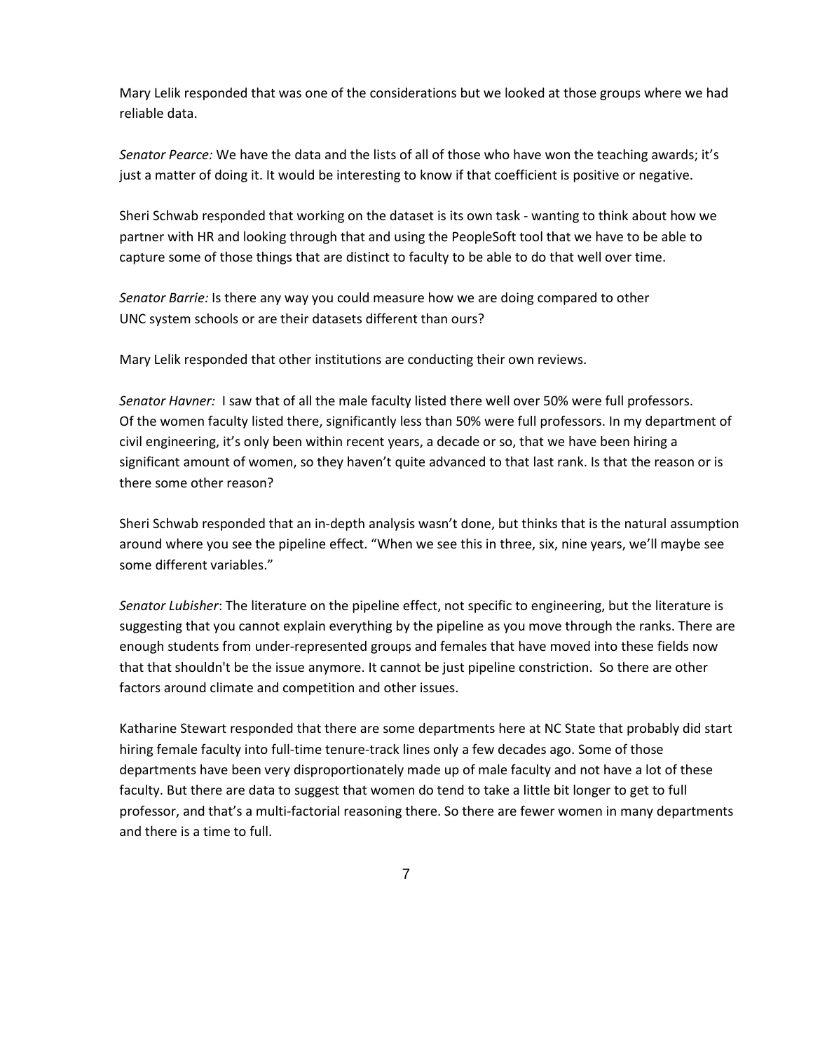Mary Lelik responded that was one of the considerations but we looked at those groups where we had reliable data.

*Senator Pearce:* We have the data and the lists of all of those who have won the teaching awards; it's just a matter of doing it. It would be interesting to know if that coefficient is positive or negative.

Sheri Schwab responded that working on the dataset is its own task - wanting to think about how we partner with HR and looking through that and using the PeopleSoft tool that we have to be able to capture some of those things that are distinct to faculty to be able to do that well over time.

*Senator Barrie:* Is there any way you could measure how we are doing compared to other UNC system schools or are their datasets different than ours?

Mary Lelik responded that other institutions are conducting their own reviews.

*Senator Havner:* I saw that of all the male faculty listed there well over 50% were full professors. Of the women faculty listed there, significantly less than 50% were full professors. In my department of civil engineering, it's only been within recent years, a decade or so, that we have been hiring a significant amount of women, so they haven't quite advanced to that last rank. Is that the reason or is there some other reason?

Sheri Schwab responded that an in-depth analysis wasn't done, but thinks that is the natural assumption around where you see the pipeline effect. "When we see this in three, six, nine years, we'll maybe see some different variables."

*Senator Lubisher*: The literature on the pipeline effect, not specific to engineering, but the literature is suggesting that you cannot explain everything by the pipeline as you move through the ranks. There are enough students from under-represented groups and females that have moved into these fields now that that shouldn't be the issue anymore. It cannot be just pipeline constriction. So there are other factors around climate and competition and other issues.

Katharine Stewart responded that there are some departments here at NC State that probably did start hiring female faculty into full-time tenure-track lines only a few decades ago. Some of those departments have been very disproportionately made up of male faculty and not have a lot of these faculty. But there are data to suggest that women do tend to take a little bit longer to get to full professor, and that's a multi-factorial reasoning there. So there are fewer women in many departments and there is a time to full.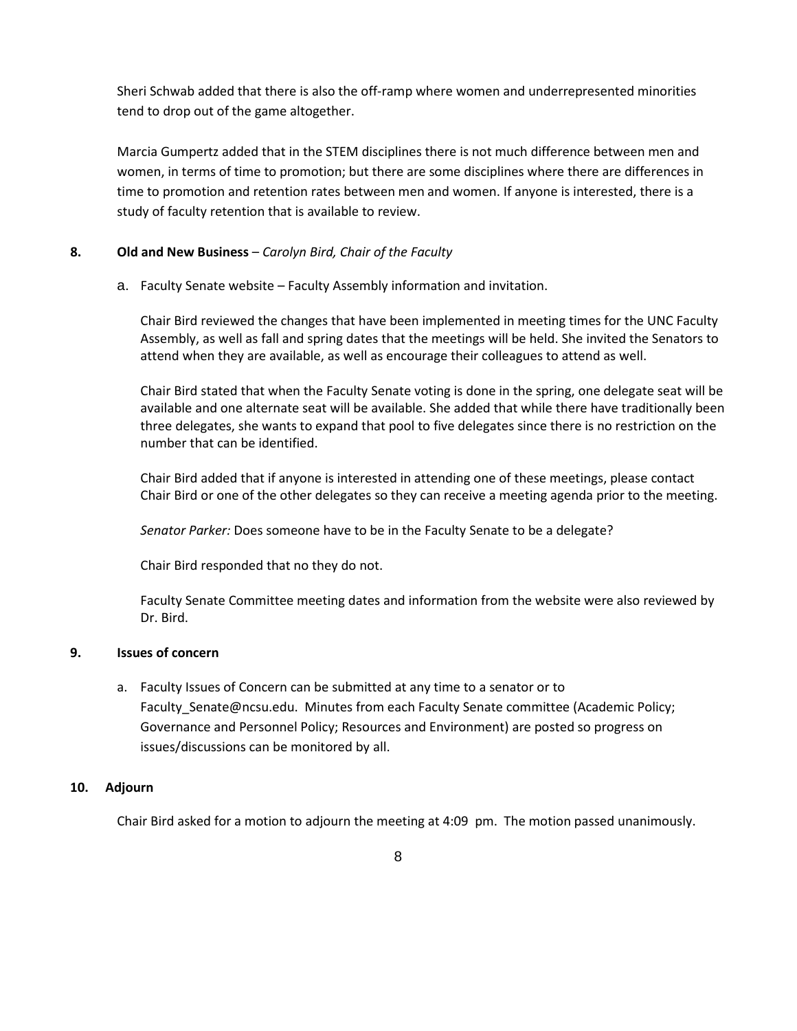Sheri Schwab added that there is also the off-ramp where women and underrepresented minorities tend to drop out of the game altogether.

Marcia Gumpertz added that in the STEM disciplines there is not much difference between men and women, in terms of time to promotion; but there are some disciplines where there are differences in time to promotion and retention rates between men and women. If anyone is interested, there is a study of faculty retention that is available to review.

**8. Old and New Business** – *Carolyn Bird, Chair of the Faculty*

a. Faculty Senate website – Faculty Assembly information and invitation.

Chair Bird reviewed the changes that have been implemented in meeting times for the UNC Faculty Assembly, as well as fall and spring dates that the meetings will be held. She invited the Senators to attend when they are available, as well as encourage their colleagues to attend as well.

Chair Bird stated that when the Faculty Senate voting is done in the spring, one delegate seat will be available and one alternate seat will be available. She added that while there have traditionally been three delegates, she wants to expand that pool to five delegates since there is no restriction on the number that can be identified.

Chair Bird added that if anyone is interested in attending one of these meetings, please contact Chair Bird or one of the other delegates so they can receive a meeting agenda prior to the meeting.

*Senator Parker:* Does someone have to be in the Faculty Senate to be a delegate?

Chair Bird responded that no they do not.

Faculty Senate Committee meeting dates and information from the website were also reviewed by Dr. Bird.

**9. Issues of concern**

a. Faculty Issues of Concern can be submitted at any time to a senator or to Faculty_Senate@ncsu.edu. Minutes from each Faculty Senate committee (Academic Policy; Governance and Personnel Policy; Resources and Environment) are posted so progress on issues/discussions can be monitored by all.

**10. Adjourn**

Chair Bird asked for a motion to adjourn the meeting at 4:09 pm. The motion passed unanimously.